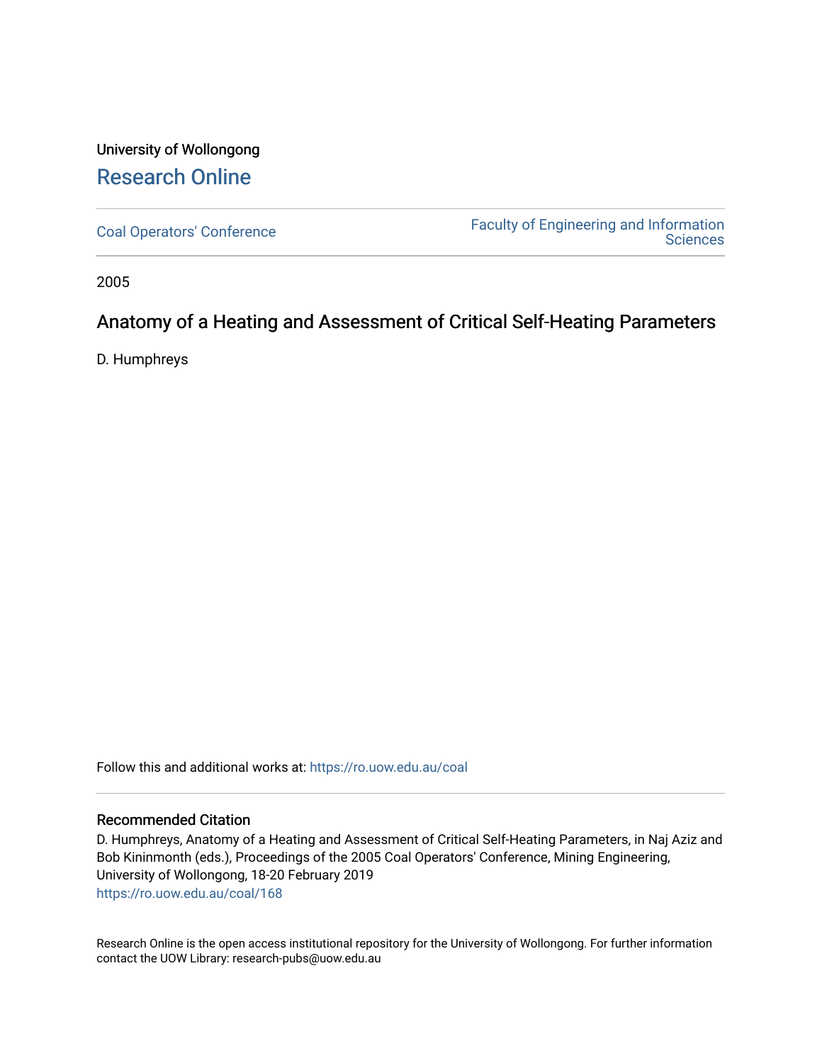University of Wollongong

# Research Online

Coal Operators' Conference | Faculty of Engineering and Information Sciences

2005

## Anatomy of a Heating and Assessment of Critical Self-Heating Parameters

D. Humphreys

Follow this and additional works at: https://ro.uow.edu.au/coal

### Recommended Citation

D. Humphreys, Anatomy of a Heating and Assessment of Critical Self-Heating Parameters, in Naj Aziz and Bob Kininmonth (eds.), Proceedings of the 2005 Coal Operators' Conference, Mining Engineering, University of Wollongong, 18-20 February 2019
https://ro.uow.edu.au/coal/168

Research Online is the open access institutional repository for the University of Wollongong. For further information contact the UOW Library: research-pubs@uow.edu.au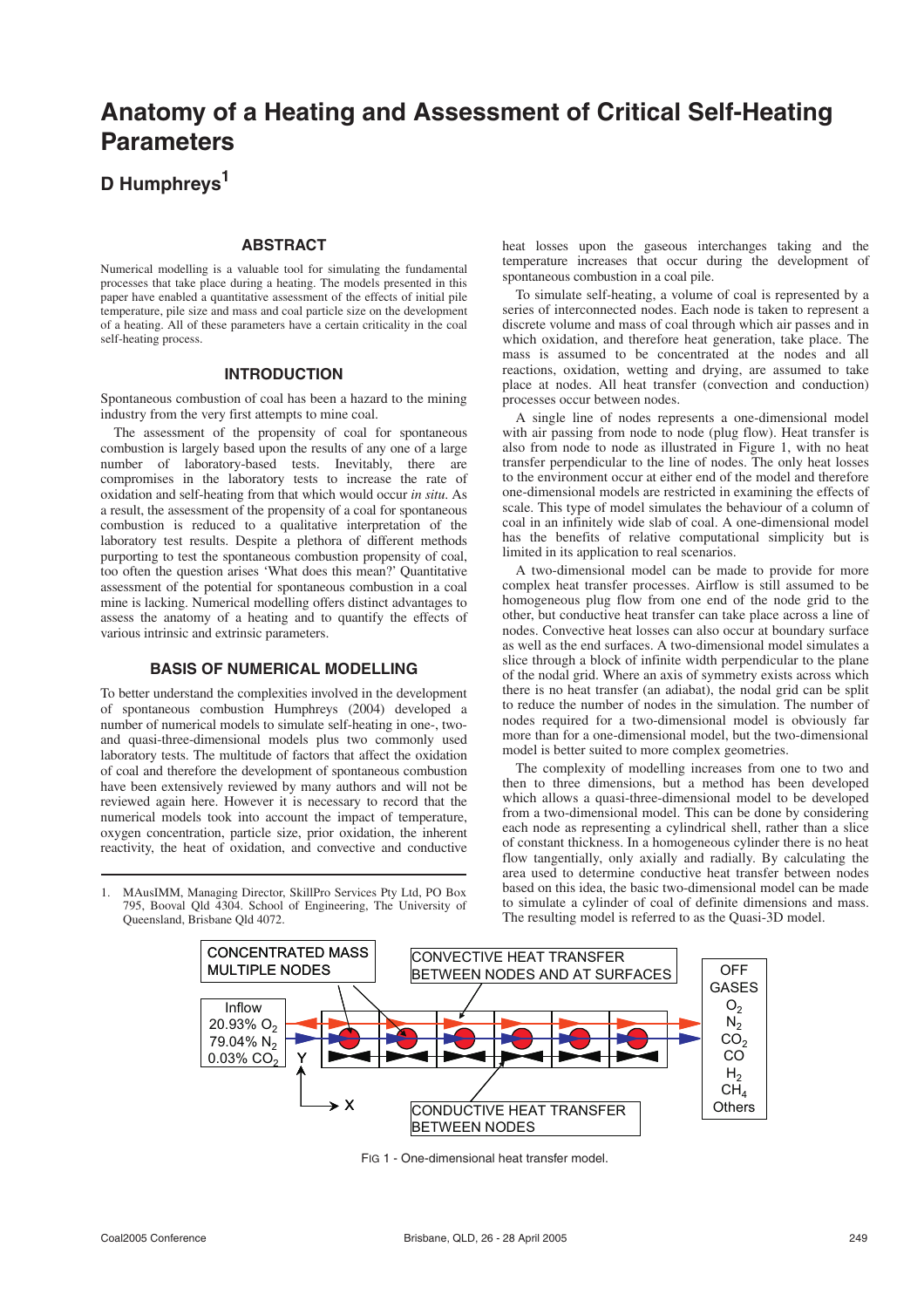# Anatomy of a Heating and Assessment of Critical Self-Heating Parameters

## D Humphreys[1]

### ABSTRACT

Numerical modelling is a valuable tool for simulating the fundamental processes that take place during a heating. The models presented in this paper have enabled a quantitative assessment of the effects of initial pile temperature, pile size and mass and coal particle size on the development of a heating. All of these parameters have a certain criticality in the coal self-heating process.

### INTRODUCTION

Spontaneous combustion of coal has been a hazard to the mining industry from the very first attempts to mine coal.

The assessment of the propensity of coal for spontaneous combustion is largely based upon the results of any one of a large number of laboratory-based tests. Inevitably, there are compromises in the laboratory tests to increase the rate of oxidation and self-heating from that which would occur *in situ*. As a result, the assessment of the propensity of a coal for spontaneous combustion is reduced to a qualitative interpretation of the laboratory test results. Despite a plethora of different methods purporting to test the spontaneous combustion propensity of coal, too often the question arises 'What does this mean?' Quantitative assessment of the potential for spontaneous combustion in a coal mine is lacking. Numerical modelling offers distinct advantages to assess the anatomy of a heating and to quantify the effects of various intrinsic and extrinsic parameters.

### BASIS OF NUMERICAL MODELLING

To better understand the complexities involved in the development of spontaneous combustion Humphreys (2004) developed a number of numerical models to simulate self-heating in one-, two- and quasi-three-dimensional models plus two commonly used laboratory tests. The multitude of factors that affect the oxidation of coal and therefore the development of spontaneous combustion have been extensively reviewed by many authors and will not be reviewed again here. However it is necessary to record that the numerical models took into account the impact of temperature, oxygen concentration, particle size, prior oxidation, the inherent reactivity, the heat of oxidation, and convective and conductive heat losses upon the gaseous interchanges taking and the temperature increases that occur during the development of spontaneous combustion in a coal pile.

To simulate self-heating, a volume of coal is represented by a series of interconnected nodes. Each node is taken to represent a discrete volume and mass of coal through which air passes and in which oxidation, and therefore heat generation, take place. The mass is assumed to be concentrated at the nodes and all reactions, oxidation, wetting and drying, are assumed to take place at nodes. All heat transfer (convection and conduction) processes occur between nodes.

A single line of nodes represents a one-dimensional model with air passing from node to node (plug flow). Heat transfer is also from node to node as illustrated in Figure 1, with no heat transfer perpendicular to the line of nodes. The only heat losses to the environment occur at either end of the model and therefore one-dimensional models are restricted in examining the effects of scale. This type of model simulates the behaviour of a column of coal in an infinitely wide slab of coal. A one-dimensional model has the benefits of relative computational simplicity but is limited in its application to real scenarios.

A two-dimensional model can be made to provide for more complex heat transfer processes. Airflow is still assumed to be homogeneous plug flow from one end of the node grid to the other, but conductive heat transfer can take place across a line of nodes. Convective heat losses can also occur at boundary surface as well as the end surfaces. A two-dimensional model simulates a slice through a block of infinite width perpendicular to the plane of the nodal grid. Where an axis of symmetry exists across which there is no heat transfer (an adiabat), the nodal grid can be split to reduce the number of nodes in the simulation. The number of nodes required for a two-dimensional model is obviously far more than for a one-dimensional model, but the two-dimensional model is better suited to more complex geometries.

The complexity of modelling increases from one to two and then to three dimensions, but a method has been developed which allows a quasi-three-dimensional model to be developed from a two-dimensional model. This can be done by considering each node as representing a cylindrical shell, rather than a slice of constant thickness. In a homogeneous cylinder there is no heat flow tangentially, only axially and radially. By calculating the area used to determine conductive heat transfer between nodes based on this idea, the basic two-dimensional model can be made to simulate a cylinder of coal of definite dimensions and mass. The resulting model is referred to as the Quasi-3D model.

CONCENTRATED MASS MULTIPLE NODES

CONVECTIVE HEAT TRANSFER BETWEEN NODES AND AT SURFACES

Inflow
20.93% $O_2$
79.04% $N_2$
0.03% $CO_2$

OFF GASES
$O_2$
$N_2$
$CO_2$
CO
$H_2$
$CH_4$
Others

CONDUCTIVE HEAT TRANSFER BETWEEN NODES

FIG 1 - One-dimensional heat transfer model.

---

1. MAusIMM, Managing Director, SkillPro Services Pty Ltd, PO Box 795, Booval Qld 4304. School of Engineering, The University of Queensland, Brisbane Qld 4072.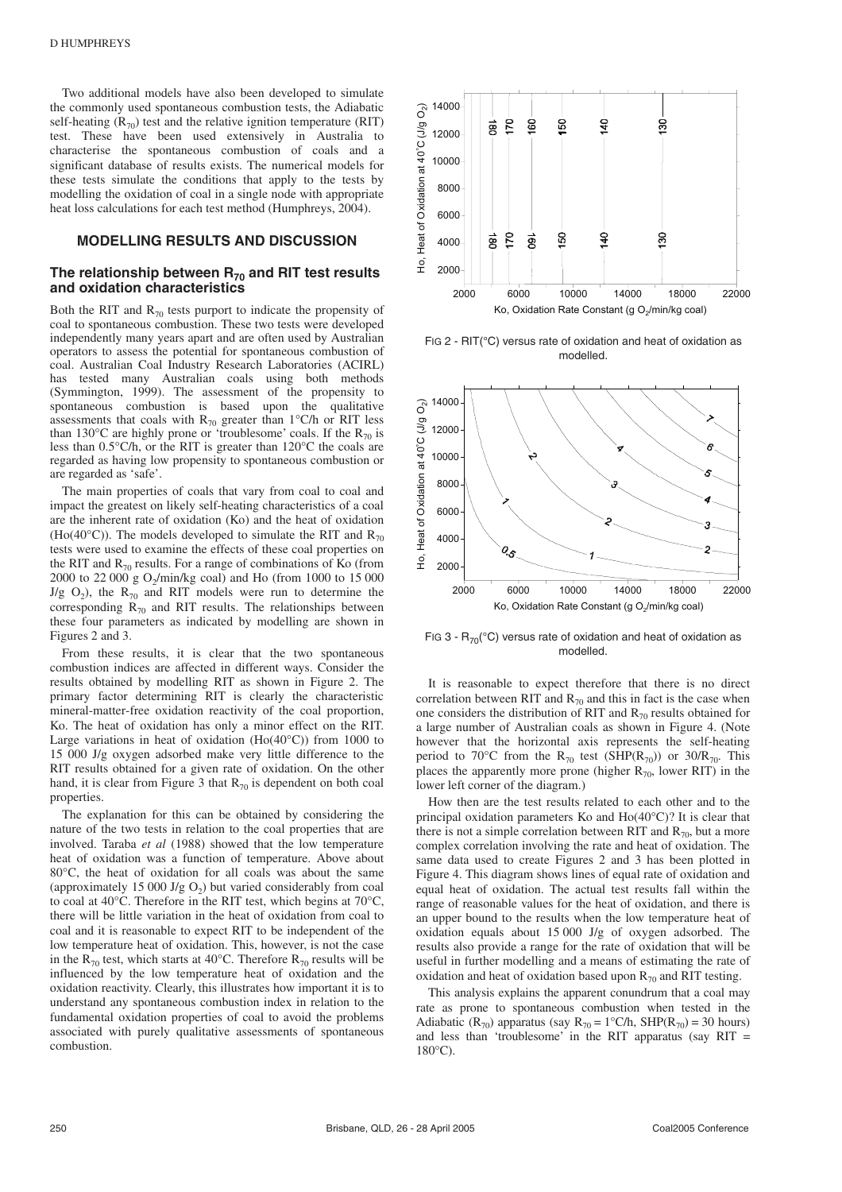Two additional models have also been developed to simulate the commonly used spontaneous combustion tests, the Adiabatic self-heating ($R_{70}$) test and the relative ignition temperature (RIT) test. These have been used extensively in Australia to characterise the spontaneous combustion of coals and a significant database of results exists. The numerical models for these tests simulate the conditions that apply to the tests by modelling the oxidation of coal in a single node with appropriate heat loss calculations for each test method (Humphreys, 2004).

## MODELLING RESULTS AND DISCUSSION

### The relationship between $R_{70}$ and RIT test results and oxidation characteristics

Both the RIT and $R_{70}$ tests purport to indicate the propensity of coal to spontaneous combustion. These two tests were developed independently many years apart and are often used by Australian operators to assess the potential for spontaneous combustion of coal. Australian Coal Industry Research Laboratories (ACIRL) has tested many Australian coals using both methods (Symmington, 1999). The assessment of the propensity to spontaneous combustion is based upon the qualitative assessments that coals with $R_{70}$ greater than 1°C/h or RIT less than 130°C are highly prone or 'troublesome' coals. If the $R_{70}$ is less than 0.5°C/h, or the RIT is greater than 120°C the coals are regarded as having low propensity to spontaneous combustion or are regarded as 'safe'.

The main properties of coals that vary from coal to coal and impact the greatest on likely self-heating characteristics of a coal are the inherent rate of oxidation (Ko) and the heat of oxidation (Ho(40°C)). The models developed to simulate the RIT and $R_{70}$ tests were used to examine the effects of these coal properties on the RIT and $R_{70}$ results. For a range of combinations of Ko (from 2000 to 22 000 g $O_2$/min/kg coal) and Ho (from 1000 to 15 000 J/g $O_2$), the $R_{70}$ and RIT models were run to determine the corresponding $R_{70}$ and RIT results. The relationships between these four parameters as indicated by modelling are shown in Figures 2 and 3.

From these results, it is clear that the two spontaneous combustion indices are affected in different ways. Consider the results obtained by modelling RIT as shown in Figure 2. The primary factor determining RIT is clearly the characteristic mineral-matter-free oxidation reactivity of the coal proportion, Ko. The heat of oxidation has only a minor effect on the RIT. Large variations in heat of oxidation (Ho(40°C)) from 1000 to 15 000 J/g oxygen adsorbed make very little difference to the RIT results obtained for a given rate of oxidation. On the other hand, it is clear from Figure 3 that $R_{70}$ is dependent on both coal properties.

The explanation for this can be obtained by considering the nature of the two tests in relation to the coal properties that are involved. Taraba *et al* (1988) showed that the low temperature heat of oxidation was a function of temperature. Above about 80°C, the heat of oxidation for all coals was about the same (approximately 15 000 J/g $O_2$) but varied considerably from coal to coal at 40°C. Therefore in the RIT test, which begins at 70°C, there will be little variation in the heat of oxidation from coal to coal and it is reasonable to expect RIT to be independent of the low temperature heat of oxidation. This, however, is not the case in the $R_{70}$ test, which starts at 40°C. Therefore $R_{70}$ results will be influenced by the low temperature heat of oxidation and the oxidation reactivity. Clearly, this illustrates how important it is to understand any spontaneous combustion index in relation to the fundamental oxidation properties of coal to avoid the problems associated with purely qualitative assessments of spontaneous combustion.

FIG 2 - RIT(°C) versus rate of oxidation and heat of oxidation as modelled.

FIG 3 - $R_{70}$(°C) versus rate of oxidation and heat of oxidation as modelled.

It is reasonable to expect therefore that there is no direct correlation between RIT and $R_{70}$ and this in fact is the case when one considers the distribution of RIT and $R_{70}$ results obtained for a large number of Australian coals as shown in Figure 4. (Note however that the horizontal axis represents the self-heating period to 70°C from the $R_{70}$ test ($SHP(R_{70})$) or $30/R_{70}$. This places the apparently more prone (higher $R_{70}$, lower RIT) in the lower left corner of the diagram.)

How then are the test results related to each other and to the principal oxidation parameters Ko and Ho(40°C)? It is clear that there is not a simple correlation between RIT and $R_{70}$, but a more complex correlation involving the rate and heat of oxidation. The same data used to create Figures 2 and 3 has been plotted in Figure 4. This diagram shows lines of equal rate of oxidation and equal heat of oxidation. The actual test results fall within the range of reasonable values for the heat of oxidation, and there is an upper bound to the results when the low temperature heat of oxidation equals about 15 000 J/g of oxygen adsorbed. The results also provide a range for the rate of oxidation that will be useful in further modelling and a means of estimating the rate of oxidation and heat of oxidation based upon $R_{70}$ and RIT testing.

This analysis explains the apparent conundrum that a coal may rate as prone to spontaneous combustion when tested in the Adiabatic ($R_{70}$) apparatus (say $R_{70}$ = 1°C/h, $SHP(R_{70})$ = 30 hours) and less than 'troublesome' in the RIT apparatus (say RIT = 180°C).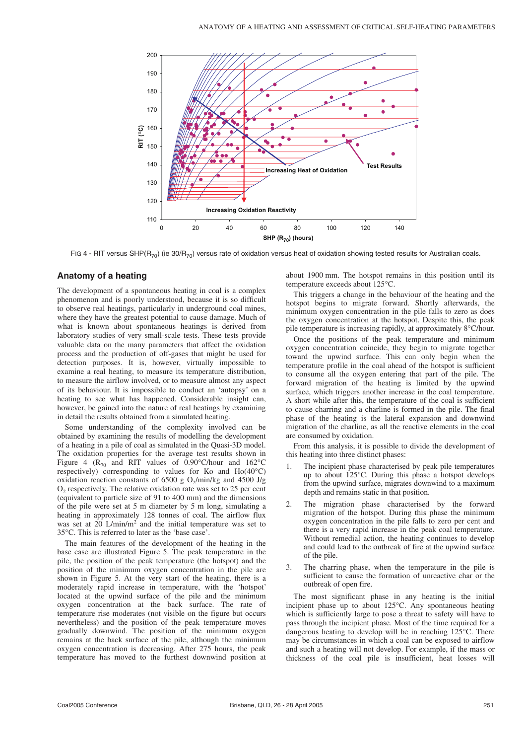FIG 4 - RIT versus SHP($R_{70}$) (ie 30/$R_{70}$) versus rate of oxidation versus heat of oxidation showing tested results for Australian coals.

## Anatomy of a heating

The development of a spontaneous heating in coal is a complex phenomenon and is poorly understood, because it is so difficult to observe real heatings, particularly in underground coal mines, where they have the greatest potential to cause damage. Much of what is known about spontaneous heatings is derived from laboratory studies of very small-scale tests. These tests provide valuable data on the many parameters that affect the oxidation process and the production of off-gases that might be used for detection purposes. It is, however, virtually impossible to examine a real heating, to measure its temperature distribution, to measure the airflow involved, or to measure almost any aspect of its behaviour. It is impossible to conduct an 'autopsy' on a heating to see what has happened. Considerable insight can, however, be gained into the nature of real heatings by examining in detail the results obtained from a simulated heating.

Some understanding of the complexity involved can be obtained by examining the results of modelling the development of a heating in a pile of coal as simulated in the Quasi-3D model. The oxidation properties for the average test results shown in Figure 4 ($R_{70}$ and RIT values of 0.90°C/hour and 162°C respectively) corresponding to values for Ko and Ho(40°C) oxidation reaction constants of 6500 g $O_2$/min/kg and 4500 J/g $O_2$ respectively. The relative oxidation rate was set to 25 per cent (equivalent to particle size of 91 to 400 mm) and the dimensions of the pile were set at 5 m diameter by 5 m long, simulating a heating in approximately 128 tonnes of coal. The airflow flux was set at 20 L/min/m$^2$ and the initial temperature was set to 35°C. This is referred to later as the 'base case'.

The main features of the development of the heating in the base case are illustrated Figure 5. The peak temperature in the pile, the position of the peak temperature (the hotspot) and the position of the minimum oxygen concentration in the pile are shown in Figure 5. At the very start of the heating, there is a moderately rapid increase in temperature, with the 'hotspot' located at the upwind surface of the pile and the minimum oxygen concentration at the back surface. The rate of temperature rise moderates (not visible on the figure but occurs nevertheless) and the position of the peak temperature moves gradually downwind. The position of the minimum oxygen remains at the back surface of the pile, although the minimum oxygen concentration is decreasing. After 275 hours, the peak temperature has moved to the furthest downwind position at about 1900 mm. The hotspot remains in this position until its temperature exceeds about 125°C.

This triggers a change in the behaviour of the heating and the hotspot begins to migrate forward. Shortly afterwards, the minimum oxygen concentration in the pile falls to zero as does the oxygen concentration at the hotspot. Despite this, the peak pile temperature is increasing rapidly, at approximately 8°C/hour.

Once the positions of the peak temperature and minimum oxygen concentration coincide, they begin to migrate together toward the upwind surface. This can only begin when the temperature profile in the coal ahead of the hotspot is sufficient to consume all the oxygen entering that part of the pile. The forward migration of the heating is limited by the upwind surface, which triggers another increase in the coal temperature. A short while after this, the temperature of the coal is sufficient to cause charring and a charline is formed in the pile. The final phase of the heating is the lateral expansion and downwind migration of the charline, as all the reactive elements in the coal are consumed by oxidation.

From this analysis, it is possible to divide the development of this heating into three distinct phases:

1. The incipient phase characterised by peak pile temperatures up to about 125°C. During this phase a hotspot develops from the upwind surface, migrates downwind to a maximum depth and remains static in that position.
2. The migration phase characterised by the forward migration of the hotspot. During this phase the minimum oxygen concentration in the pile falls to zero per cent and there is a very rapid increase in the peak coal temperature. Without remedial action, the heating continues to develop and could lead to the outbreak of fire at the upwind surface of the pile.
3. The charring phase, when the temperature in the pile is sufficient to cause the formation of unreactive char or the outbreak of open fire.

The most significant phase in any heating is the initial incipient phase up to about 125°C. Any spontaneous heating which is sufficiently large to pose a threat to safety will have to pass through the incipient phase. Most of the time required for a dangerous heating to develop will be in reaching 125°C. There may be circumstances in which a coal can be exposed to airflow and such a heating will not develop. For example, if the mass or thickness of the coal pile is insufficient, heat losses will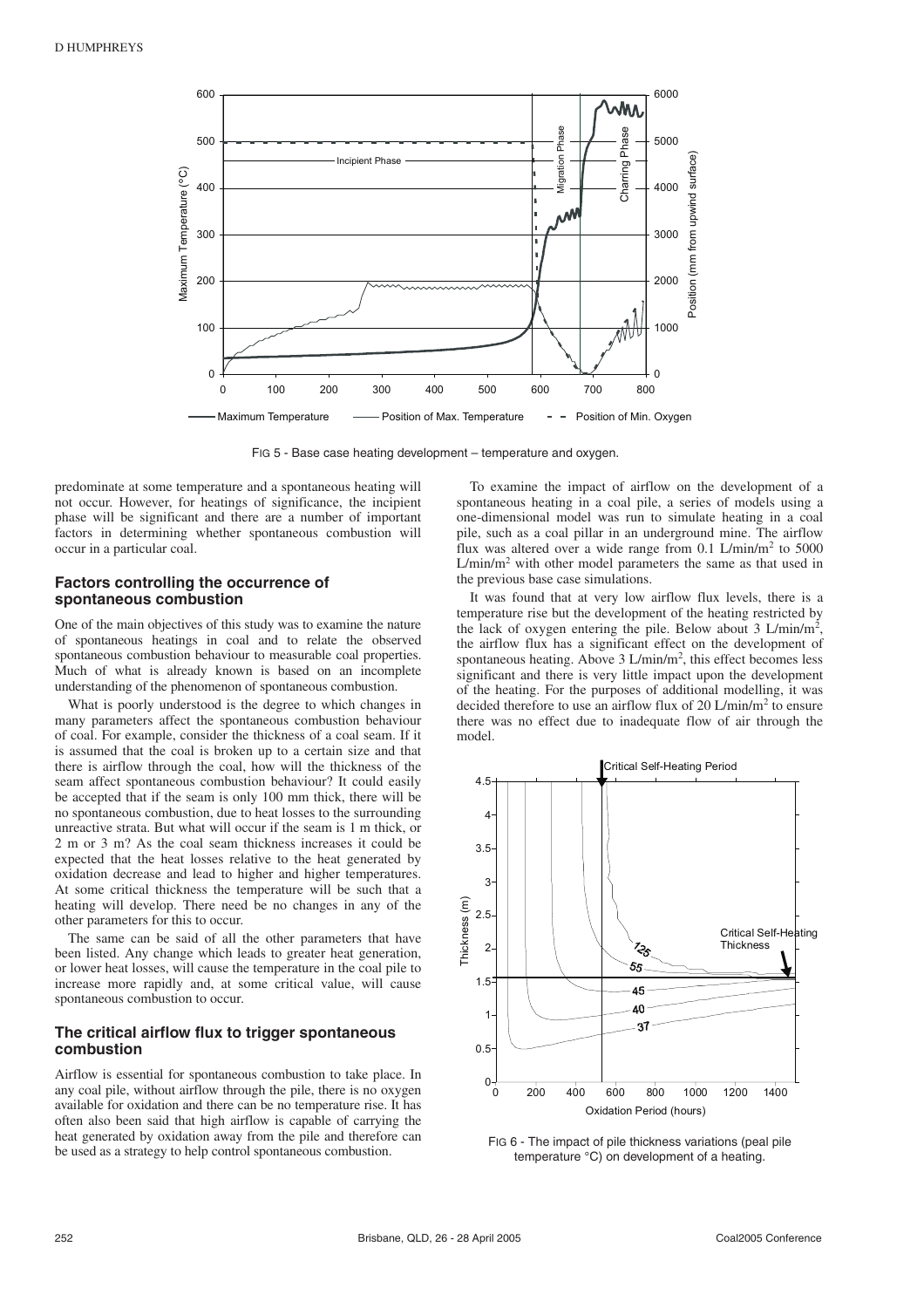FIG 5 - Base case heating development – temperature and oxygen.

predominate at some temperature and a spontaneous heating will not occur. However, for heatings of significance, the incipient phase will be significant and there are a number of important factors in determining whether spontaneous combustion will occur in a particular coal.

## Factors controlling the occurrence of spontaneous combustion

One of the main objectives of this study was to examine the nature of spontaneous heatings in coal and to relate the observed spontaneous combustion behaviour to measurable coal properties. Much of what is already known is based on an incomplete understanding of the phenomenon of spontaneous combustion.

What is poorly understood is the degree to which changes in many parameters affect the spontaneous combustion behaviour of coal. For example, consider the thickness of a coal seam. If it is assumed that the coal is broken up to a certain size and that there is airflow through the coal, how will the thickness of the seam affect spontaneous combustion behaviour? It could easily be accepted that if the seam is only 100 mm thick, there will be no spontaneous combustion, due to heat losses to the surrounding unreactive strata. But what will occur if the seam is 1 m thick, or 2 m or 3 m? As the coal seam thickness increases it could be expected that the heat losses relative to the heat generated by oxidation decrease and lead to higher and higher temperatures. At some critical thickness the temperature will be such that a heating will develop. There need be no changes in any of the other parameters for this to occur.

The same can be said of all the other parameters that have been listed. Any change which leads to greater heat generation, or lower heat losses, will cause the temperature in the coal pile to increase more rapidly and, at some critical value, will cause spontaneous combustion to occur.

## The critical airflow flux to trigger spontaneous combustion

Airflow is essential for spontaneous combustion to take place. In any coal pile, without airflow through the pile, there is no oxygen available for oxidation and there can be no temperature rise. It has often also been said that high airflow is capable of carrying the heat generated by oxidation away from the pile and therefore can be used as a strategy to help control spontaneous combustion.

To examine the impact of airflow on the development of a spontaneous heating in a coal pile, a series of models using a one-dimensional model was run to simulate heating in a coal pile, such as a coal pillar in an underground mine. The airflow flux was altered over a wide range from 0.1 L/min/m$^2$ to 5000 L/min/m$^2$ with other model parameters the same as that used in the previous base case simulations.

It was found that at very low airflow flux levels, there is a temperature rise but the development of the heating restricted by the lack of oxygen entering the pile. Below about 3 L/min/m$^2$, the airflow flux has a significant effect on the development of spontaneous heating. Above 3 L/min/m$^2$, this effect becomes less significant and there is very little impact upon the development of the heating. For the purposes of additional modelling, it was decided therefore to use an airflow flux of 20 L/min/m$^2$ to ensure there was no effect due to inadequate flow of air through the model.

FIG 6 - The impact of pile thickness variations (peal pile temperature °C) on development of a heating.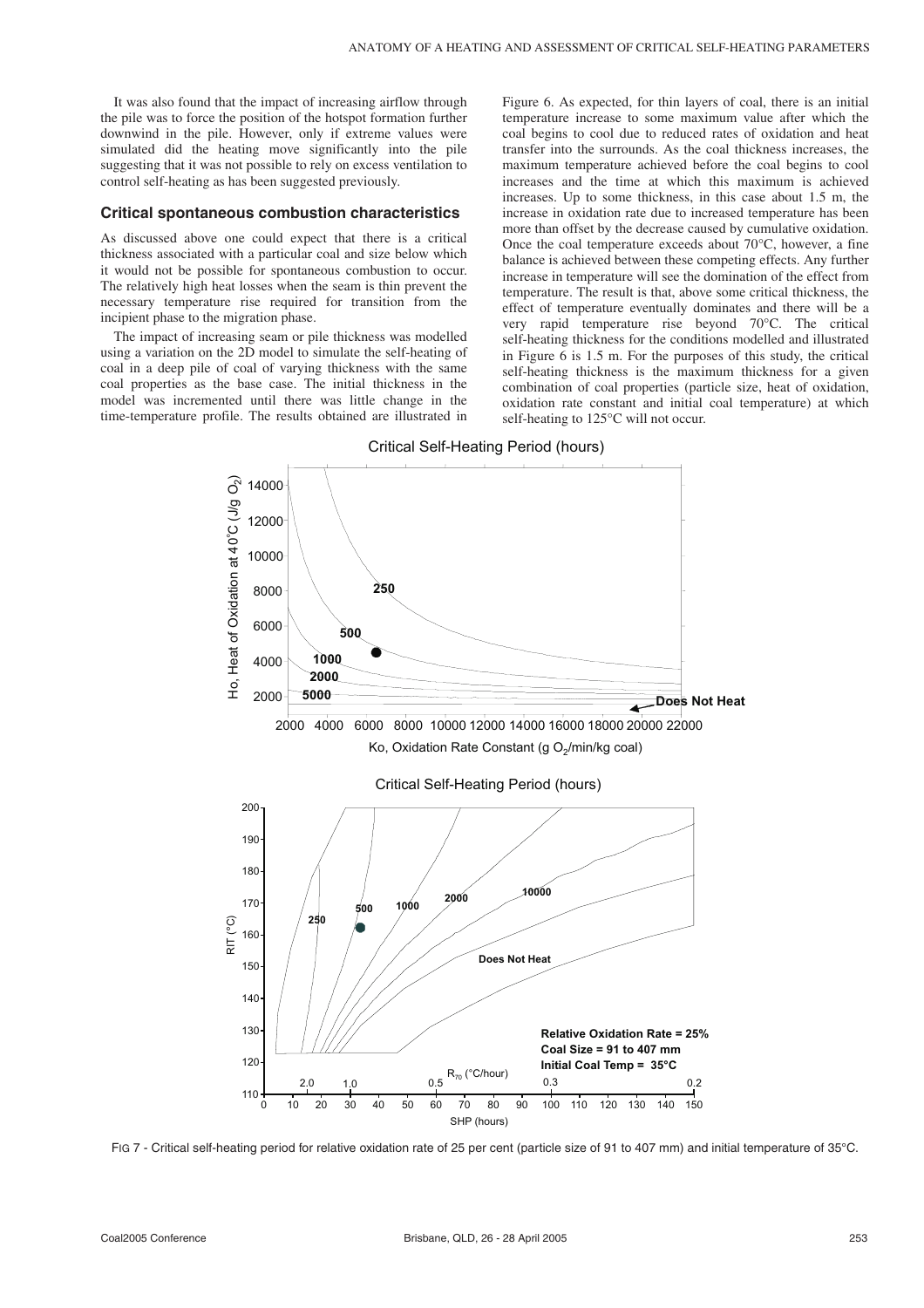It was also found that the impact of increasing airflow through the pile was to force the position of the hotspot formation further downwind in the pile. However, only if extreme values were simulated did the heating move significantly into the pile suggesting that it was not possible to rely on excess ventilation to control self-heating as has been suggested previously.

## Critical spontaneous combustion characteristics

As discussed above one could expect that there is a critical thickness associated with a particular coal and size below which it would not be possible for spontaneous combustion to occur. The relatively high heat losses when the seam is thin prevent the necessary temperature rise required for transition from the incipient phase to the migration phase.

The impact of increasing seam or pile thickness was modelled using a variation on the 2D model to simulate the self-heating of coal in a deep pile of coal of varying thickness with the same coal properties as the base case. The initial thickness in the model was incremented until there was little change in the time-temperature profile. The results obtained are illustrated in Figure 6. As expected, for thin layers of coal, there is an initial temperature increase to some maximum value after which the coal begins to cool due to reduced rates of oxidation and heat transfer into the surrounds. As the coal thickness increases, the maximum temperature achieved before the coal begins to cool increases and the time at which this maximum is achieved increases. Up to some thickness, in this case about 1.5 m, the increase in oxidation rate due to increased temperature has been more than offset by the decrease caused by cumulative oxidation. Once the coal temperature exceeds about 70°C, however, a fine balance is achieved between these competing effects. Any further increase in temperature will see the domination of the effect from temperature. The result is that, above some critical thickness, the effect of temperature eventually dominates and there will be a very rapid temperature rise beyond 70°C. The critical self-heating thickness for the conditions modelled and illustrated in Figure 6 is 1.5 m. For the purposes of this study, the critical self-heating thickness is the maximum thickness for a given combination of coal properties (particle size, heat of oxidation, oxidation rate constant and initial coal temperature) at which self-heating to 125°C will not occur.

FIG 7 - Critical self-heating period for relative oxidation rate of 25 per cent (particle size of 91 to 407 mm) and initial temperature of 35°C.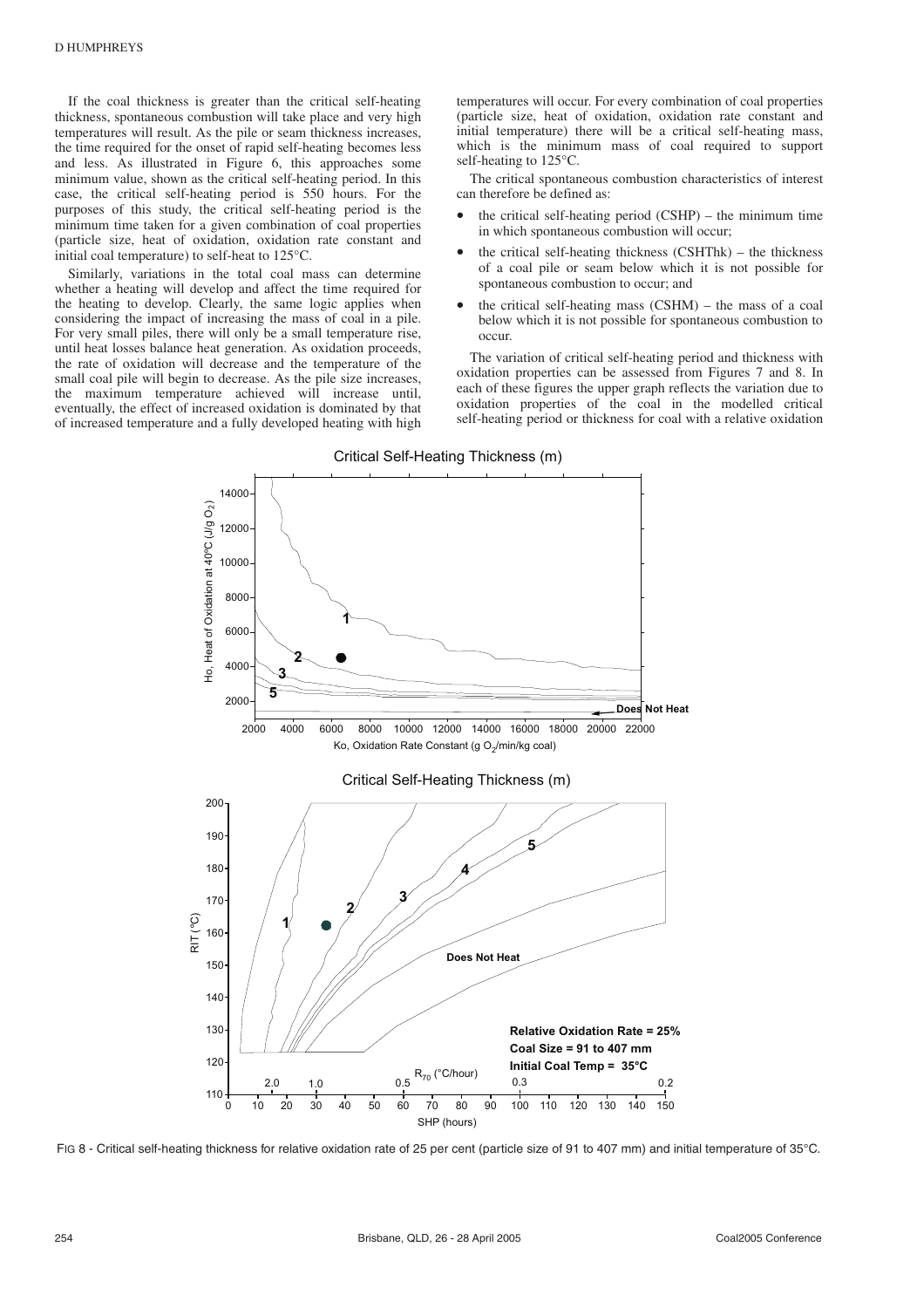If the coal thickness is greater than the critical self-heating thickness, spontaneous combustion will take place and very high temperatures will result. As the pile or seam thickness increases, the time required for the onset of rapid self-heating becomes less and less. As illustrated in Figure 6, this approaches some minimum value, shown as the critical self-heating period. In this case, the critical self-heating period is 550 hours. For the purposes of this study, the critical self-heating period is the minimum time taken for a given combination of coal properties (particle size, heat of oxidation, oxidation rate constant and initial coal temperature) to self-heat to 125°C.

Similarly, variations in the total coal mass can determine whether a heating will develop and affect the time required for the heating to develop. Clearly, the same logic applies when considering the impact of increasing the mass of coal in a pile. For very small piles, there will only be a small temperature rise, until heat losses balance heat generation. As oxidation proceeds, the rate of oxidation will decrease and the temperature of the small coal pile will begin to decrease. As the pile size increases, the maximum temperature achieved will increase until, eventually, the effect of increased oxidation is dominated by that of increased temperature and a fully developed heating with high temperatures will occur. For every combination of coal properties (particle size, heat of oxidation, oxidation rate constant and initial temperature) there will be a critical self-heating mass, which is the minimum mass of coal required to support self-heating to 125°C.

The critical spontaneous combustion characteristics of interest can therefore be defined as:

- the critical self-heating period (CSHP) – the minimum time in which spontaneous combustion will occur;
- the critical self-heating thickness (CSHThk) – the thickness of a coal pile or seam below which it is not possible for spontaneous combustion to occur; and
- the critical self-heating mass (CSHM) – the mass of a coal below which it is not possible for spontaneous combustion to occur.

The variation of critical self-heating period and thickness with oxidation properties can be assessed from Figures 7 and 8. In each of these figures the upper graph reflects the variation due to oxidation properties of the coal in the modelled critical self-heating period or thickness for coal with a relative oxidation

FIG 8 - Critical self-heating thickness for relative oxidation rate of 25 per cent (particle size of 91 to 407 mm) and initial temperature of 35°C.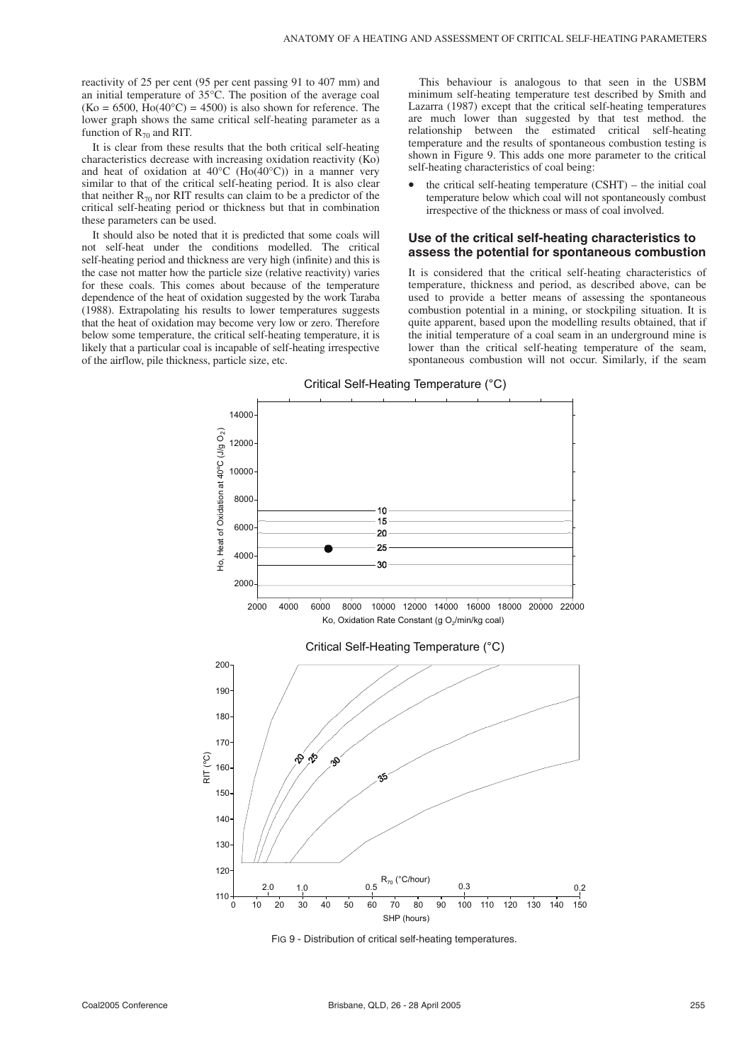reactivity of 25 per cent (95 per cent passing 91 to 407 mm) and an initial temperature of 35°C. The position of the average coal (Ko = 6500, Ho(40°C) = 4500) is also shown for reference. The lower graph shows the same critical self-heating parameter as a function of $R_{70}$ and RIT.

It is clear from these results that the both critical self-heating characteristics decrease with increasing oxidation reactivity (Ko) and heat of oxidation at 40°C (Ho(40°C)) in a manner very similar to that of the critical self-heating period. It is also clear that neither $R_{70}$ nor RIT results can claim to be a predictor of the critical self-heating period or thickness but that in combination these parameters can be used.

It should also be noted that it is predicted that some coals will not self-heat under the conditions modelled. The critical self-heating period and thickness are very high (infinite) and this is the case not matter how the particle size (relative reactivity) varies for these coals. This comes about because of the temperature dependence of the heat of oxidation suggested by the work Taraba (1988). Extrapolating his results to lower temperatures suggests that the heat of oxidation may become very low or zero. Therefore below some temperature, the critical self-heating temperature, it is likely that a particular coal is incapable of self-heating irrespective of the airflow, pile thickness, particle size, etc.

This behaviour is analogous to that seen in the USBM minimum self-heating temperature test described by Smith and Lazarra (1987) except that the critical self-heating temperatures are much lower than suggested by that test method. the relationship between the estimated critical self-heating temperature and the results of spontaneous combustion testing is shown in Figure 9. This adds one more parameter to the critical self-heating characteristics of coal being:

- the critical self-heating temperature (CSHT) – the initial coal temperature below which coal will not spontaneously combust irrespective of the thickness or mass of coal involved.

## Use of the critical self-heating characteristics to assess the potential for spontaneous combustion

It is considered that the critical self-heating characteristics of temperature, thickness and period, as described above, can be used to provide a better means of assessing the spontaneous combustion potential in a mining, or stockpiling situation. It is quite apparent, based upon the modelling results obtained, that if the initial temperature of a coal seam in an underground mine is lower than the critical self-heating temperature of the seam, spontaneous combustion will not occur. Similarly, if the seam

FIG 9 - Distribution of critical self-heating temperatures.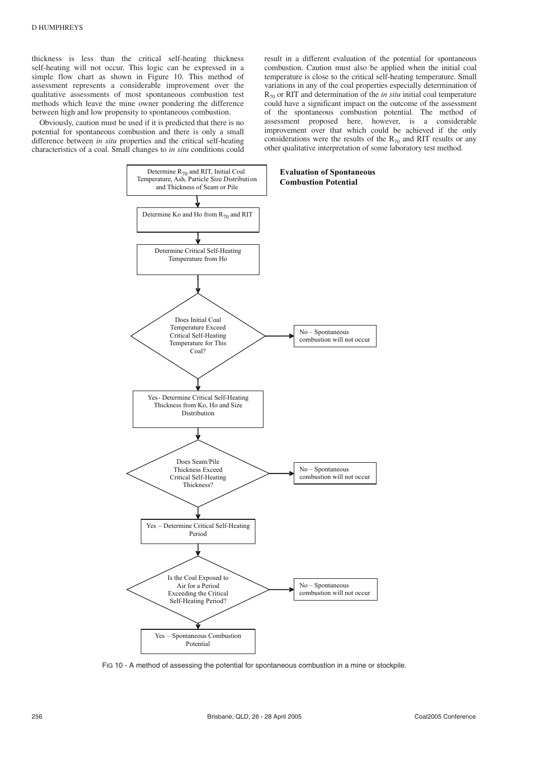thickness is less than the critical self-heating thickness self-heating will not occur. This logic can be expressed in a simple flow chart as shown in Figure 10. This method of assessment represents a considerable improvement over the qualitative assessments of most spontaneous combustion test methods which leave the mine owner pondering the difference between high and low propensity to spontaneous combustion.

Obviously, caution must be used if it is predicted that there is no potential for spontaneous combustion and there is only a small difference between *in situ* properties and the critical self-heating characteristics of a coal. Small changes to *in situ* conditions could result in a different evaluation of the potential for spontaneous combustion. Caution must also be applied when the initial coal temperature is close to the critical self-heating temperature. Small variations in any of the coal properties especially determination of $R_{70}$ or RIT and determination of the *in situ* initial coal temperature could have a significant impact on the outcome of the assessment of the spontaneous combustion potential. The method of assessment proposed here, however, is a considerable improvement over that which could be achieved if the only considerations were the results of the $R_{70}$ and RIT results or any other qualitative interpretation of some laboratory test method.

**Evaluation of Spontaneous Combustion Potential**

- Determine $R_{70}$ and RIT, Initial Coal Temperature, Ash, Particle Size Distribution and Thickness of Seam or Pile
- Determine Ko and Ho from $R_{70}$ and RIT
- Determine Critical Self-Heating Temperature from Ho
- Does Initial Coal Temperature Exceed Critical Self-Heating Temperature for This Coal?
  - No – Spontaneous combustion will not occur
- Yes- Determine Critical Self-Heating Thickness from Ko, Ho and Size Distribution
- Does Seam/Pile Thickness Exceed Critical Self-Heating Thickness?
  - No – Spontaneous combustion will not occur
- Yes – Determine Critical Self-Heating Period
- Is the Coal Exposed to Air for a Period Exceeding the Critical Self-Heating Period?
  - No – Spontaneous combustion will not occur
- Yes – Spontaneous Combustion Potential

FIG 10 - A method of assessing the potential for spontaneous combustion in a mine or stockpile.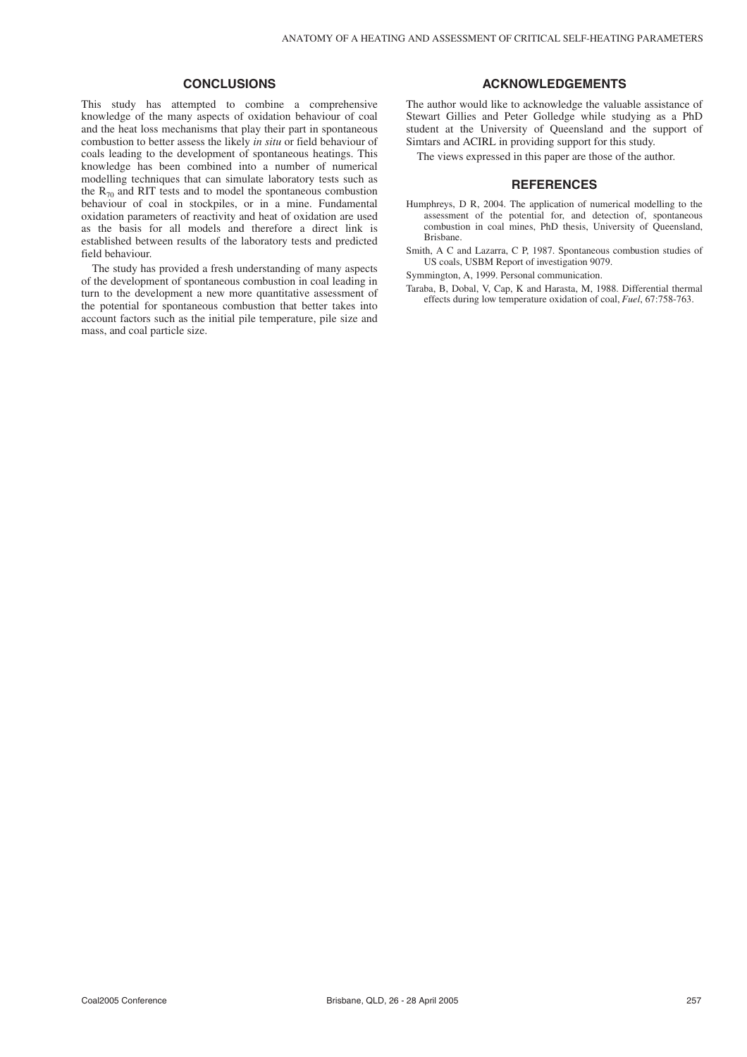## CONCLUSIONS

This study has attempted to combine a comprehensive knowledge of the many aspects of oxidation behaviour of coal and the heat loss mechanisms that play their part in spontaneous combustion to better assess the likely *in situ* or field behaviour of coals leading to the development of spontaneous heatings. This knowledge has been combined into a number of numerical modelling techniques that can simulate laboratory tests such as the $R_{70}$ and RIT tests and to model the spontaneous combustion behaviour of coal in stockpiles, or in a mine. Fundamental oxidation parameters of reactivity and heat of oxidation are used as the basis for all models and therefore a direct link is established between results of the laboratory tests and predicted field behaviour.

The study has provided a fresh understanding of many aspects of the development of spontaneous combustion in coal leading in turn to the development a new more quantitative assessment of the potential for spontaneous combustion that better takes into account factors such as the initial pile temperature, pile size and mass, and coal particle size.

## ACKNOWLEDGEMENTS

The author would like to acknowledge the valuable assistance of Stewart Gillies and Peter Golledge while studying as a PhD student at the University of Queensland and the support of Simtars and ACIRL in providing support for this study.

The views expressed in this paper are those of the author.

## REFERENCES

Humphreys, D R, 2004. The application of numerical modelling to the assessment of the potential for, and detection of, spontaneous combustion in coal mines, PhD thesis, University of Queensland, Brisbane.

Smith, A C and Lazarra, C P, 1987. Spontaneous combustion studies of US coals, USBM Report of investigation 9079.

Symmington, A, 1999. Personal communication.

Taraba, B, Dobal, V, Cap, K and Harasta, M, 1988. Differential thermal effects during low temperature oxidation of coal, *Fuel*, 67:758-763.